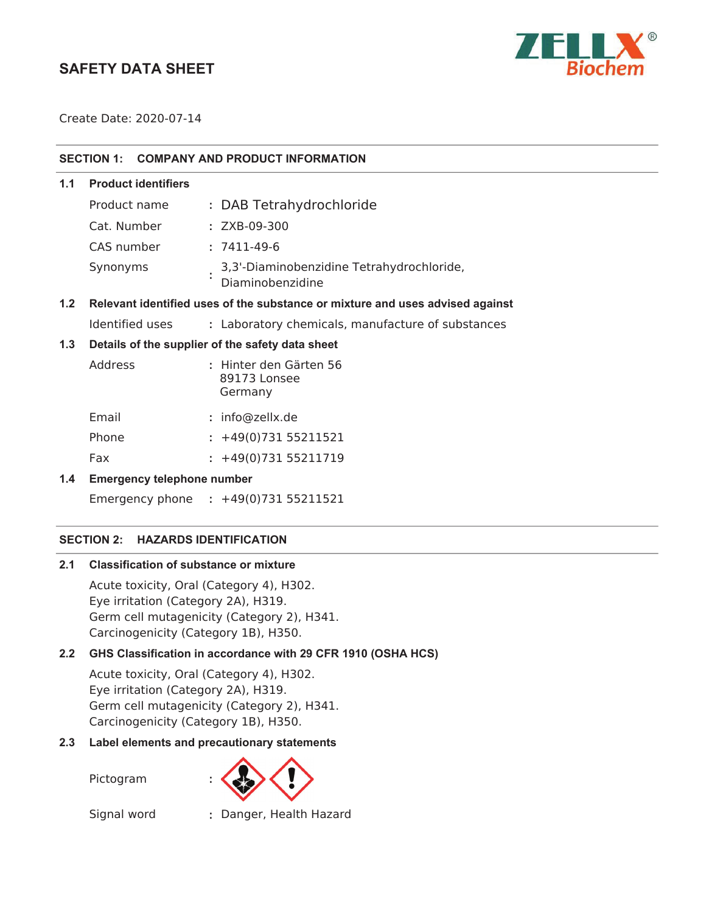# SAFETY DATA SHEET

Create Date: 2020-07-14

## SECTION 1: COMPANY AND PRODUCT INFORMATION

### 1.1 Product identifiers

| | | |
|---|---|---|
| Product name | : | DAB Tetrahydrochloride |
| Cat. Number | : | ZXB-09-300 |
| CAS number | : | 7411-49-6 |
| Synonyms | : | 3,3'-Diaminobenzidine Tetrahydrochloride, Diaminobenzidine |

### 1.2 Relevant identified uses of the substance or mixture and uses advised against

| | | |
|---|---|---|
| Identified uses | : | Laboratory chemicals, manufacture of substances |

### 1.3 Details of the supplier of the safety data sheet

| | | |
|---|---|---|
| Address | : | Hinter den Gärten 56<br>89173 Lonsee<br>Germany |
| Email | : | info@zellx.de |
| Phone | : | +49(0)731 55211521 |
| Fax | : | +49(0)731 55211719 |

### 1.4 Emergency telephone number

| | | |
|---|---|---|
| Emergency phone | : | +49(0)731 55211521 |

## SECTION 2: HAZARDS IDENTIFICATION

### 2.1 Classification of substance or mixture

Acute toxicity, Oral (Category 4), H302.
Eye irritation (Category 2A), H319.
Germ cell mutagenicity (Category 2), H341.
Carcinogenicity (Category 1B), H350.

### 2.2 GHS Classification in accordance with 29 CFR 1910 (OSHA HCS)

Acute toxicity, Oral (Category 4), H302.
Eye irritation (Category 2A), H319.
Germ cell mutagenicity (Category 2), H341.
Carcinogenicity (Category 1B), H350.

### 2.3 Label elements and precautionary statements

| | | |
|---|---|---|
| Pictogram | : | |
| Signal word | : | Danger, Health Hazard |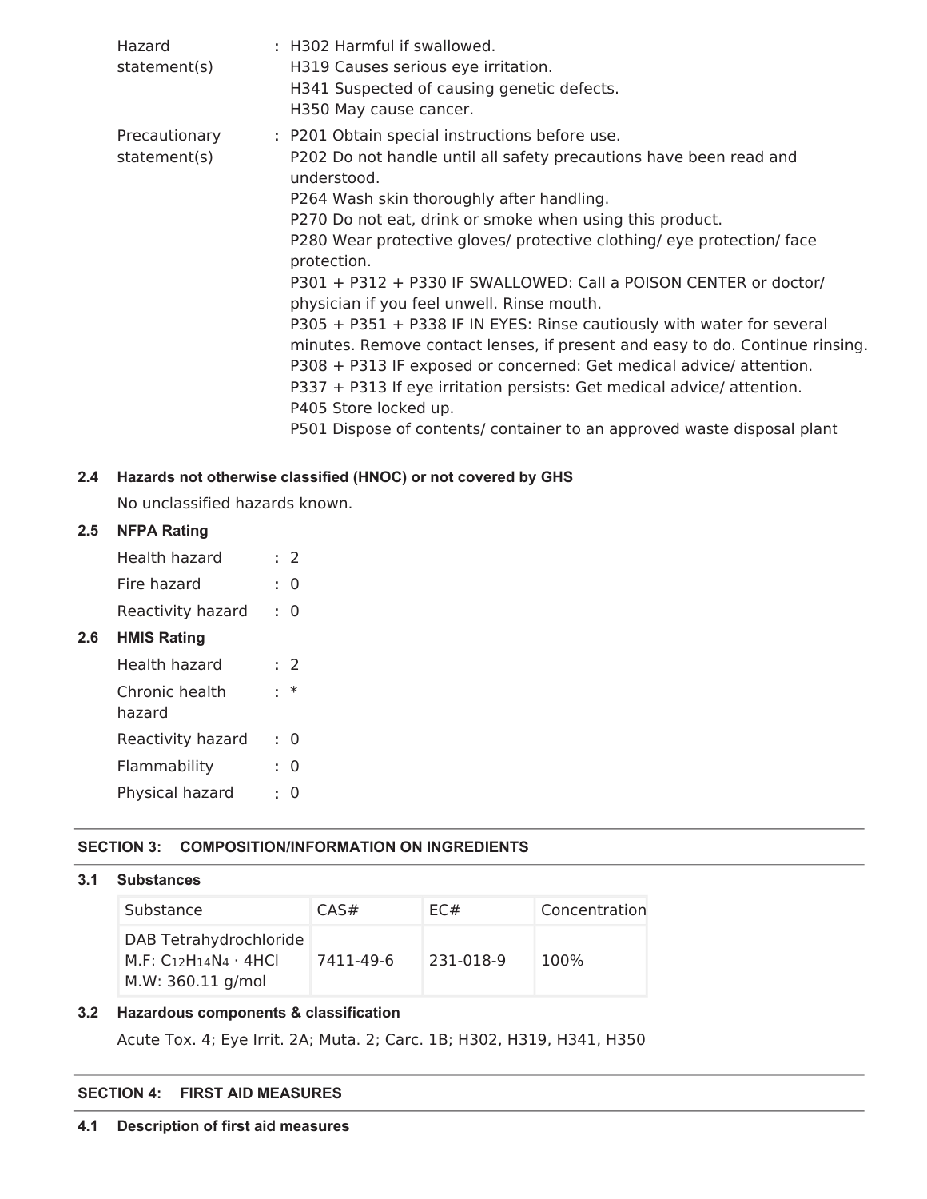Hazard statement(s) : H302 Harmful if swallowed.
H319 Causes serious eye irritation.
H341 Suspected of causing genetic defects.
H350 May cause cancer.

Precautionary statement(s) : P201 Obtain special instructions before use.
P202 Do not handle until all safety precautions have been read and understood.
P264 Wash skin thoroughly after handling.
P270 Do not eat, drink or smoke when using this product.
P280 Wear protective gloves/ protective clothing/ eye protection/ face protection.
P301 + P312 + P330 IF SWALLOWED: Call a POISON CENTER or doctor/ physician if you feel unwell. Rinse mouth.
P305 + P351 + P338 IF IN EYES: Rinse cautiously with water for several minutes. Remove contact lenses, if present and easy to do. Continue rinsing.
P308 + P313 IF exposed or concerned: Get medical advice/ attention.
P337 + P313 If eye irritation persists: Get medical advice/ attention.
P405 Store locked up.
P501 Dispose of contents/ container to an approved waste disposal plant

### 2.4 Hazards not otherwise classified (HNOC) or not covered by GHS

No unclassified hazards known.

### 2.5 NFPA Rating

Health hazard : 2
Fire hazard : 0
Reactivity hazard : 0

### 2.6 HMIS Rating

Health hazard : 2
Chronic health hazard : *
Reactivity hazard : 0
Flammability : 0
Physical hazard : 0

## SECTION 3: COMPOSITION/INFORMATION ON INGREDIENTS

### 3.1 Substances

| Substance | CAS# | EC# | Concentration |
|---|---|---|---|
| DAB Tetrahydrochloride<br>M.F: $C_{12}H_{14}N_4 \cdot 4HCl$<br>M.W: 360.11 g/mol | 7411-49-6 | 231-018-9 | 100% |

### 3.2 Hazardous components & classification

Acute Tox. 4; Eye Irrit. 2A; Muta. 2; Carc. 1B; H302, H319, H341, H350

## SECTION 4: FIRST AID MEASURES

### 4.1 Description of first aid measures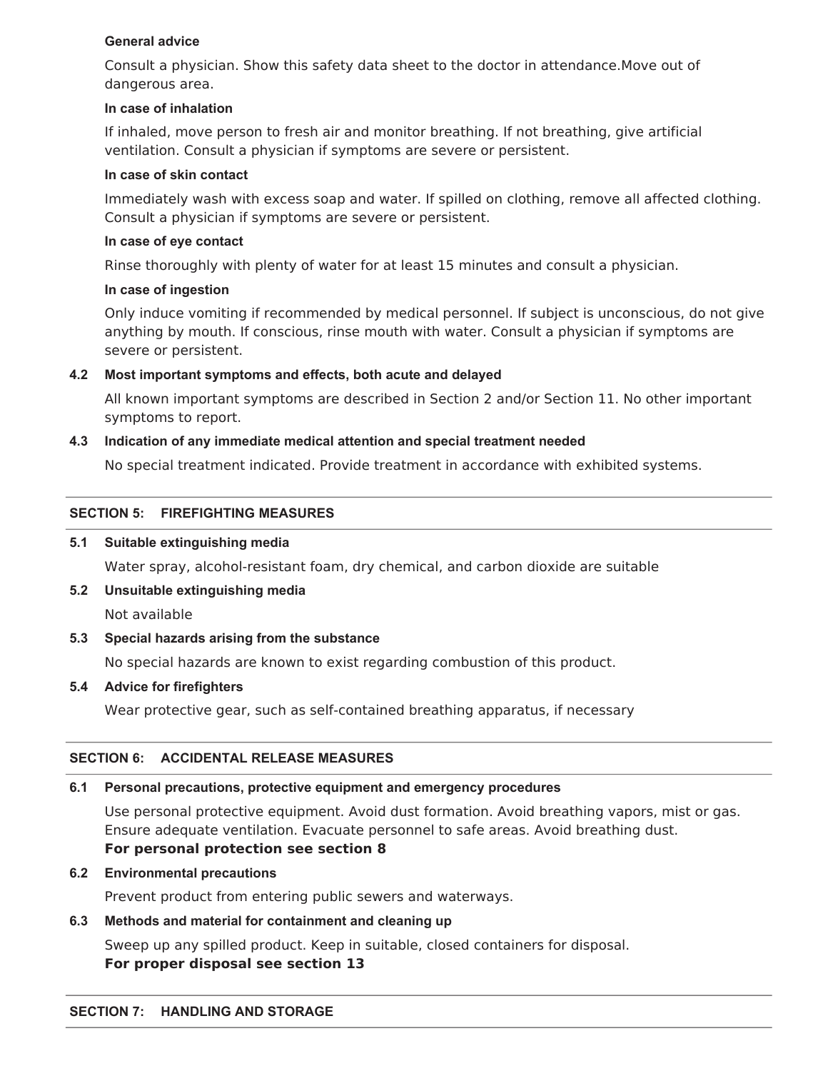**General advice**

Consult a physician. Show this safety data sheet to the doctor in attendance.Move out of dangerous area.

**In case of inhalation**

If inhaled, move person to fresh air and monitor breathing. If not breathing, give artificial ventilation. Consult a physician if symptoms are severe or persistent.

**In case of skin contact**

Immediately wash with excess soap and water. If spilled on clothing, remove all affected clothing. Consult a physician if symptoms are severe or persistent.

**In case of eye contact**

Rinse thoroughly with plenty of water for at least 15 minutes and consult a physician.

**In case of ingestion**

Only induce vomiting if recommended by medical personnel. If subject is unconscious, do not give anything by mouth. If conscious, rinse mouth with water. Consult a physician if symptoms are severe or persistent.

### 4.2 Most important symptoms and effects, both acute and delayed

All known important symptoms are described in Section 2 and/or Section 11. No other important symptoms to report.

### 4.3 Indication of any immediate medical attention and special treatment needed

No special treatment indicated. Provide treatment in accordance with exhibited systems.

## SECTION 5: FIREFIGHTING MEASURES

### 5.1 Suitable extinguishing media

Water spray, alcohol-resistant foam, dry chemical, and carbon dioxide are suitable

### 5.2 Unsuitable extinguishing media

Not available

### 5.3 Special hazards arising from the substance

No special hazards are known to exist regarding combustion of this product.

### 5.4 Advice for firefighters

Wear protective gear, such as self-contained breathing apparatus, if necessary

## SECTION 6: ACCIDENTAL RELEASE MEASURES

### 6.1 Personal precautions, protective equipment and emergency procedures

Use personal protective equipment. Avoid dust formation. Avoid breathing vapors, mist or gas. Ensure adequate ventilation. Evacuate personnel to safe areas. Avoid breathing dust.
**For personal protection see section 8**

### 6.2 Environmental precautions

Prevent product from entering public sewers and waterways.

### 6.3 Methods and material for containment and cleaning up

Sweep up any spilled product. Keep in suitable, closed containers for disposal.
**For proper disposal see section 13**

## SECTION 7: HANDLING AND STORAGE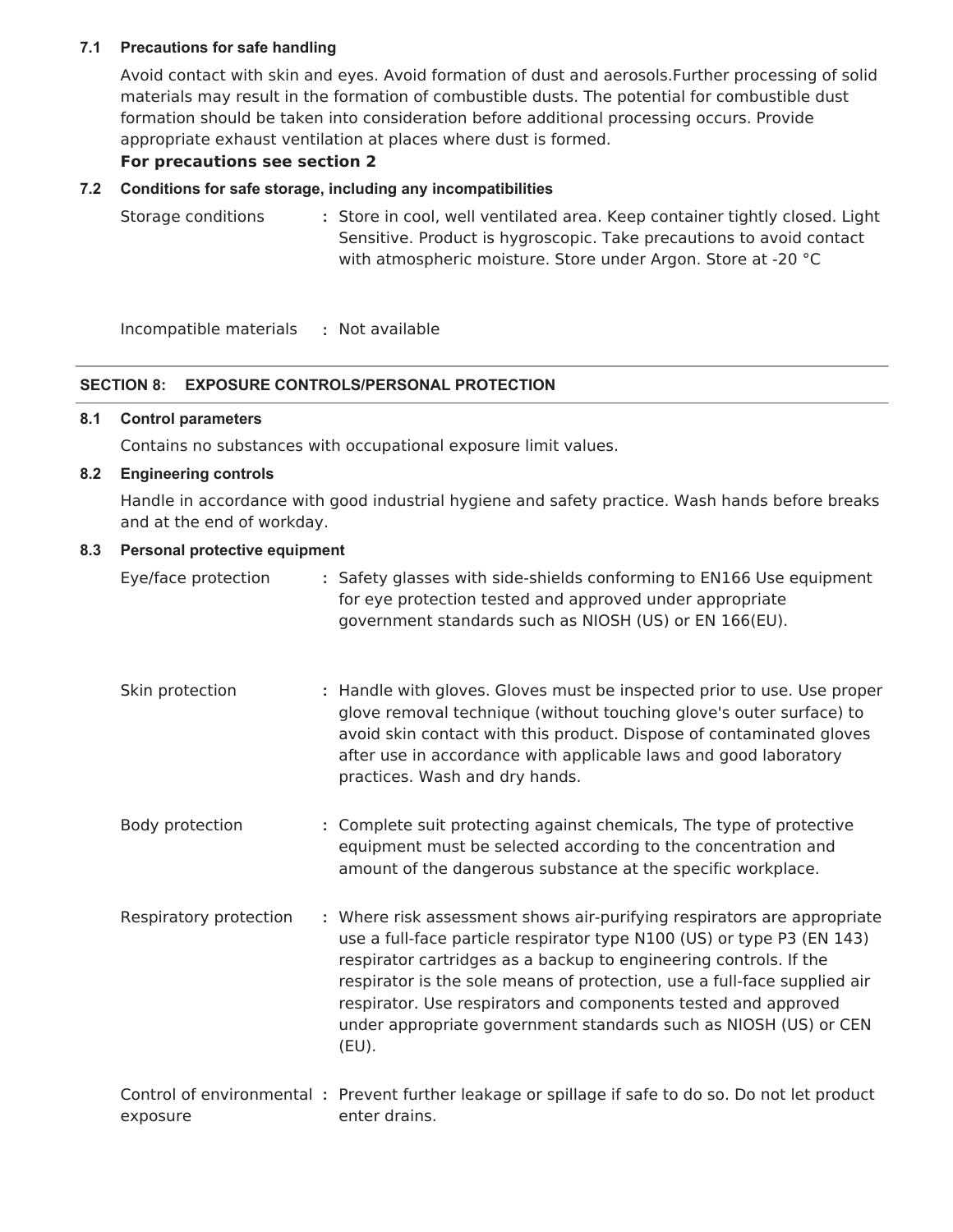### 7.1 Precautions for safe handling

Avoid contact with skin and eyes. Avoid formation of dust and aerosols.Further processing of solid materials may result in the formation of combustible dusts. The potential for combustible dust formation should be taken into consideration before additional processing occurs. Provide appropriate exhaust ventilation at places where dust is formed.

**For precautions see section 2**

### 7.2 Conditions for safe storage, including any incompatibilities

Storage conditions : Store in cool, well ventilated area. Keep container tightly closed. Light Sensitive. Product is hygroscopic. Take precautions to avoid contact with atmospheric moisture. Store under Argon. Store at -20 °C

Incompatible materials : Not available

## SECTION 8: EXPOSURE CONTROLS/PERSONAL PROTECTION

### 8.1 Control parameters

Contains no substances with occupational exposure limit values.

### 8.2 Engineering controls

Handle in accordance with good industrial hygiene and safety practice. Wash hands before breaks and at the end of workday.

### 8.3 Personal protective equipment

Eye/face protection : Safety glasses with side-shields conforming to EN166 Use equipment for eye protection tested and approved under appropriate government standards such as NIOSH (US) or EN 166(EU).

Skin protection : Handle with gloves. Gloves must be inspected prior to use. Use proper glove removal technique (without touching glove's outer surface) to avoid skin contact with this product. Dispose of contaminated gloves after use in accordance with applicable laws and good laboratory practices. Wash and dry hands.

Body protection : Complete suit protecting against chemicals, The type of protective equipment must be selected according to the concentration and amount of the dangerous substance at the specific workplace.

Respiratory protection : Where risk assessment shows air-purifying respirators are appropriate use a full-face particle respirator type N100 (US) or type P3 (EN 143) respirator cartridges as a backup to engineering controls. If the respirator is the sole means of protection, use a full-face supplied air respirator. Use respirators and components tested and approved under appropriate government standards such as NIOSH (US) or CEN (EU).

Control of environmental exposure : Prevent further leakage or spillage if safe to do so. Do not let product enter drains.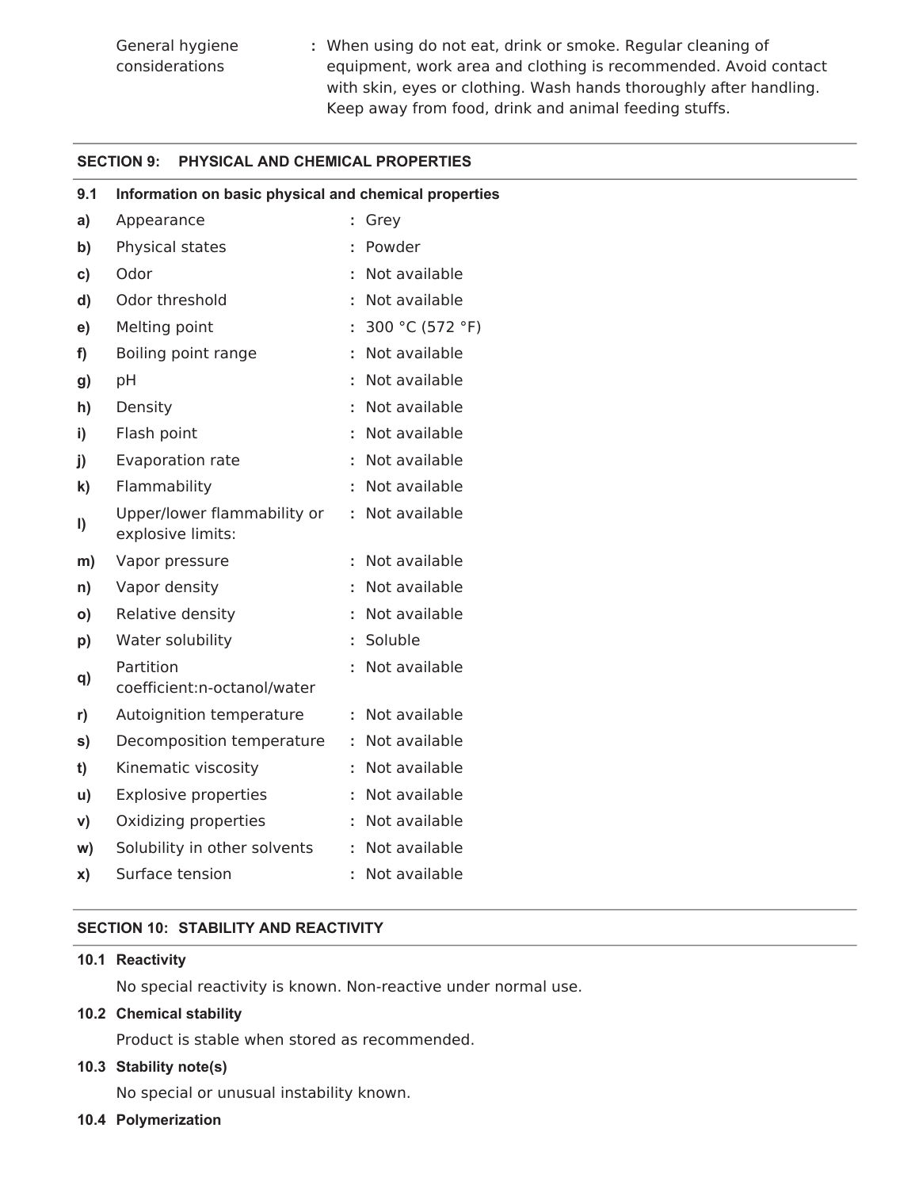| | |
|---|---|
| General hygiene considerations | : When using do not eat, drink or smoke. Regular cleaning of equipment, work area and clothing is recommended. Avoid contact with skin, eyes or clothing. Wash hands thoroughly after handling. Keep away from food, drink and animal feeding stuffs. |

## SECTION 9: PHYSICAL AND CHEMICAL PROPERTIES

### 9.1 Information on basic physical and chemical properties

| | | |
|---|---|---|
| **a)** | Appearance | : Grey |
| **b)** | Physical states | : Powder |
| **c)** | Odor | : Not available |
| **d)** | Odor threshold | : Not available |
| **e)** | Melting point | : 300 °C (572 °F) |
| **f)** | Boiling point range | : Not available |
| **g)** | pH | : Not available |
| **h)** | Density | : Not available |
| **i)** | Flash point | : Not available |
| **j)** | Evaporation rate | : Not available |
| **k)** | Flammability | : Not available |
| **l)** | Upper/lower flammability or explosive limits: | : Not available |
| **m)** | Vapor pressure | : Not available |
| **n)** | Vapor density | : Not available |
| **o)** | Relative density | : Not available |
| **p)** | Water solubility | : Soluble |
| **q)** | Partition coefficient:n-octanol/water | : Not available |
| **r)** | Autoignition temperature | : Not available |
| **s)** | Decomposition temperature | : Not available |
| **t)** | Kinematic viscosity | : Not available |
| **u)** | Explosive properties | : Not available |
| **v)** | Oxidizing properties | : Not available |
| **w)** | Solubility in other solvents | : Not available |
| **x)** | Surface tension | : Not available |

## SECTION 10: STABILITY AND REACTIVITY

### 10.1 Reactivity

No special reactivity is known. Non-reactive under normal use.

### 10.2 Chemical stability

Product is stable when stored as recommended.

### 10.3 Stability note(s)

No special or unusual instability known.

### 10.4 Polymerization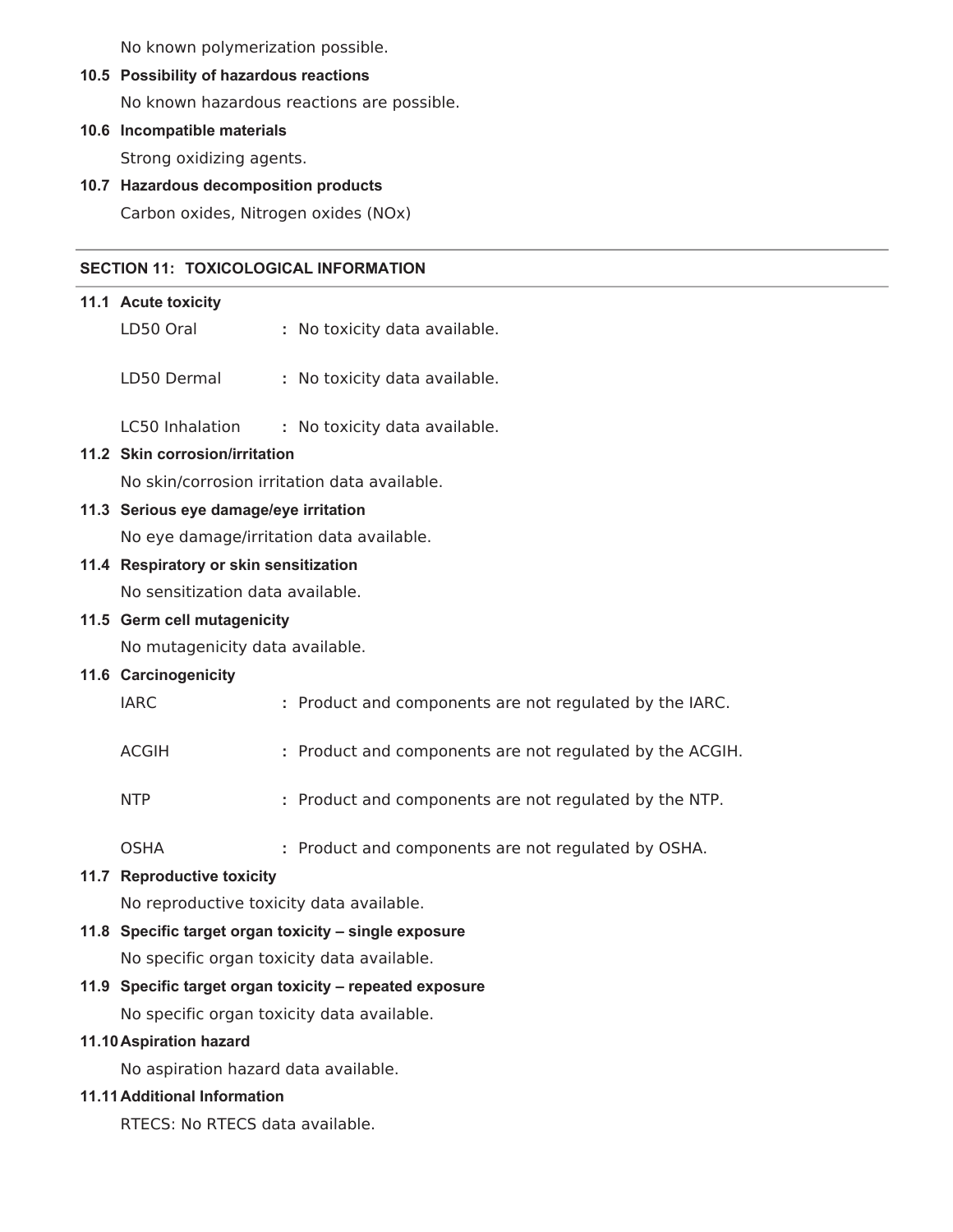No known polymerization possible.

**10.5 Possibility of hazardous reactions**

No known hazardous reactions are possible.

**10.6 Incompatible materials**

Strong oxidizing agents.

**10.7 Hazardous decomposition products**

Carbon oxides, Nitrogen oxides (NOx)

## SECTION 11: TOXICOLOGICAL INFORMATION

**11.1 Acute toxicity**

LD50 Oral : No toxicity data available.

LD50 Dermal : No toxicity data available.

LC50 Inhalation : No toxicity data available.

**11.2 Skin corrosion/irritation**

No skin/corrosion irritation data available.

**11.3 Serious eye damage/eye irritation**

No eye damage/irritation data available.

**11.4 Respiratory or skin sensitization**

No sensitization data available.

**11.5 Germ cell mutagenicity**

No mutagenicity data available.

**11.6 Carcinogenicity**

IARC : Product and components are not regulated by the IARC.

ACGIH : Product and components are not regulated by the ACGIH.

NTP : Product and components are not regulated by the NTP.

OSHA : Product and components are not regulated by OSHA.

**11.7 Reproductive toxicity**

No reproductive toxicity data available.

**11.8 Specific target organ toxicity – single exposure**

No specific organ toxicity data available.

**11.9 Specific target organ toxicity – repeated exposure**

No specific organ toxicity data available.

**11.10 Aspiration hazard**

No aspiration hazard data available.

**11.11 Additional Information**

RTECS: No RTECS data available.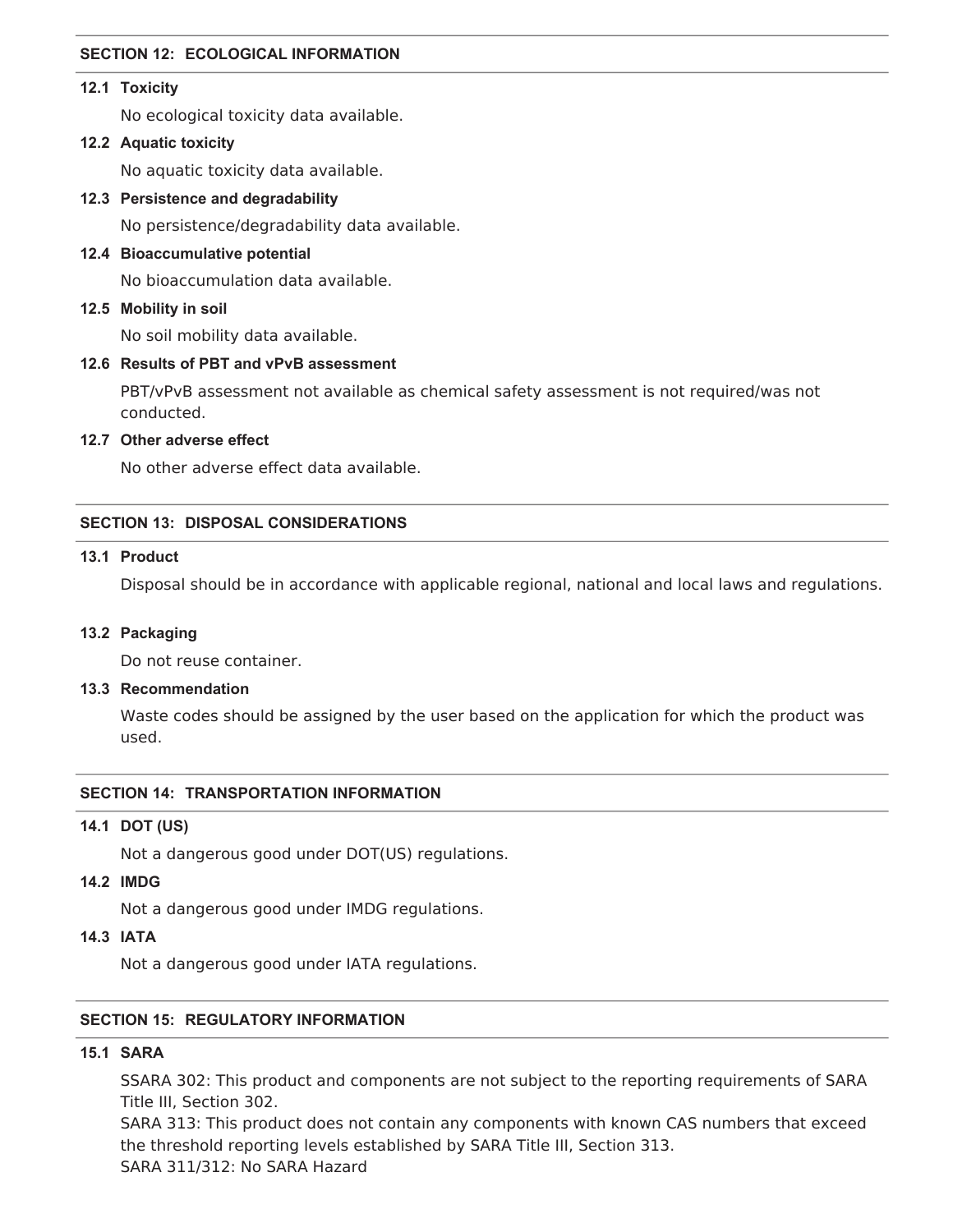## SECTION 12: ECOLOGICAL INFORMATION

### 12.1 Toxicity

No ecological toxicity data available.

### 12.2 Aquatic toxicity

No aquatic toxicity data available.

### 12.3 Persistence and degradability

No persistence/degradability data available.

### 12.4 Bioaccumulative potential

No bioaccumulation data available.

### 12.5 Mobility in soil

No soil mobility data available.

### 12.6 Results of PBT and vPvB assessment

PBT/vPvB assessment not available as chemical safety assessment is not required/was not conducted.

### 12.7 Other adverse effect

No other adverse effect data available.

## SECTION 13: DISPOSAL CONSIDERATIONS

### 13.1 Product

Disposal should be in accordance with applicable regional, national and local laws and regulations.

### 13.2 Packaging

Do not reuse container.

### 13.3 Recommendation

Waste codes should be assigned by the user based on the application for which the product was used.

## SECTION 14: TRANSPORTATION INFORMATION

### 14.1 DOT (US)

Not a dangerous good under DOT(US) regulations.

### 14.2 IMDG

Not a dangerous good under IMDG regulations.

### 14.3 IATA

Not a dangerous good under IATA regulations.

## SECTION 15: REGULATORY INFORMATION

### 15.1 SARA

SSARA 302: This product and components are not subject to the reporting requirements of SARA Title III, Section 302.
SARA 313: This product does not contain any components with known CAS numbers that exceed the threshold reporting levels established by SARA Title III, Section 313.
SARA 311/312: No SARA Hazard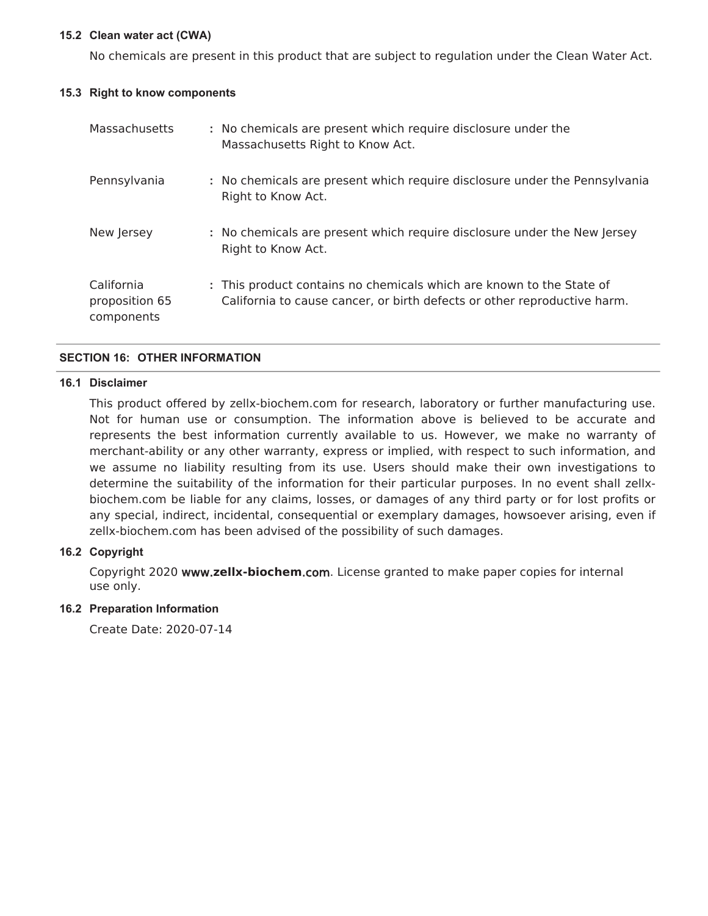### 15.2 Clean water act (CWA)

No chemicals are present in this product that are subject to regulation under the Clean Water Act.

### 15.3 Right to know components

| | | |
|---|---|---|
| Massachusetts | : | No chemicals are present which require disclosure under the Massachusetts Right to Know Act. |
| Pennsylvania | : | No chemicals are present which require disclosure under the Pennsylvania Right to Know Act. |
| New Jersey | : | No chemicals are present which require disclosure under the New Jersey Right to Know Act. |
| California proposition 65 components | : | This product contains no chemicals which are known to the State of California to cause cancer, or birth defects or other reproductive harm. |

## SECTION 16: OTHER INFORMATION

### 16.1 Disclaimer

This product offered by zellx-biochem.com for research, laboratory or further manufacturing use. Not for human use or consumption. The information above is believed to be accurate and represents the best information currently available to us. However, we make no warranty of merchant-ability or any other warranty, express or implied, with respect to such information, and we assume no liability resulting from its use. Users should make their own investigations to determine the suitability of the information for their particular purposes. In no event shall zellx-biochem.com be liable for any claims, losses, or damages of any third party or for lost profits or any special, indirect, incidental, consequential or exemplary damages, howsoever arising, even if zellx-biochem.com has been advised of the possibility of such damages.

### 16.2 Copyright

Copyright 2020 www.**zellx-biochem**.com. License granted to make paper copies for internal use only.

### 16.2 Preparation Information

Create Date: 2020-07-14